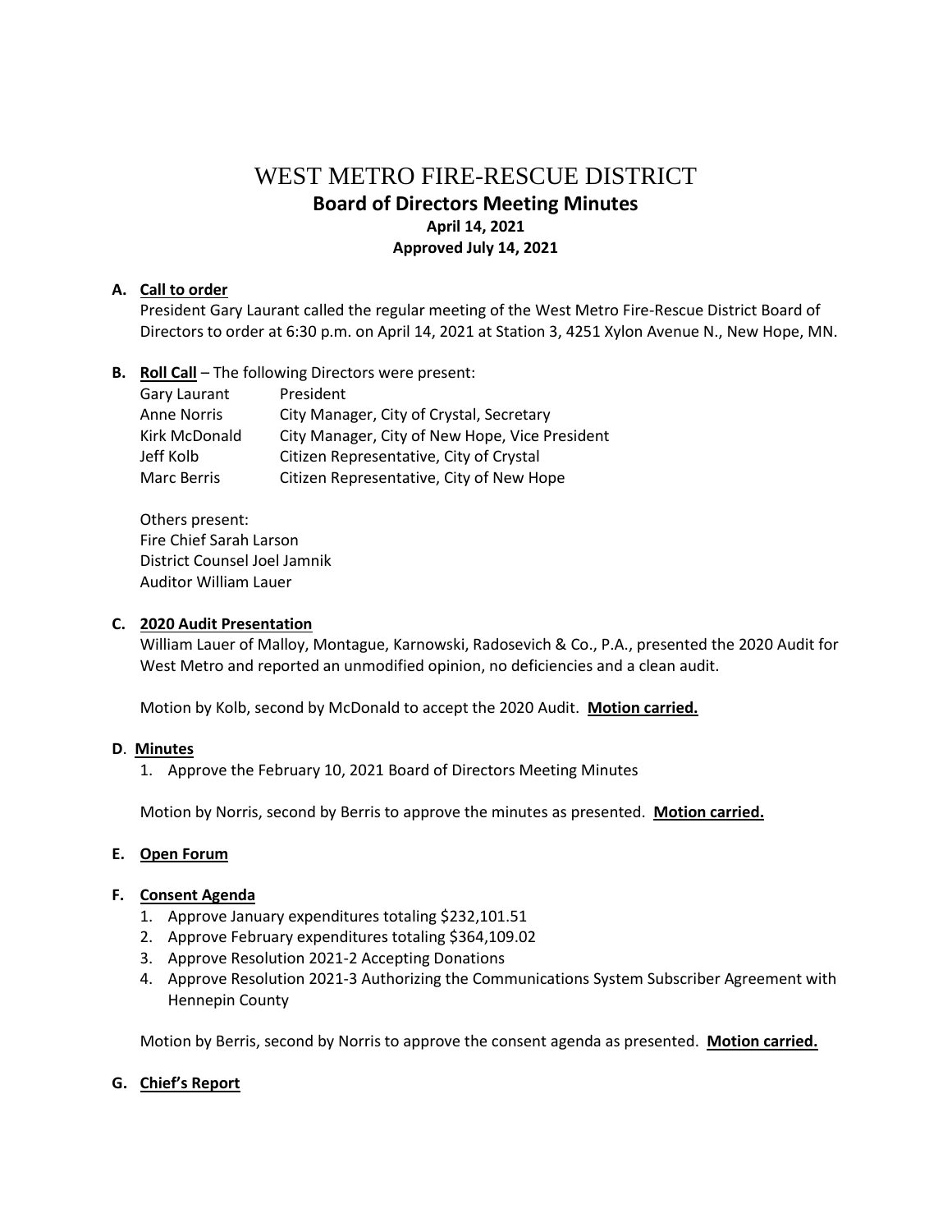# WEST METRO FIRE-RESCUE DISTRICT

## Board of Directors Meeting Minutes

**April 14, 2021**

**Approved July 14, 2021**

**A. Call to order**

President Gary Laurant called the regular meeting of the West Metro Fire-Rescue District Board of Directors to order at 6:30 p.m. on April 14, 2021 at Station 3, 4251 Xylon Avenue N., New Hope, MN.

**B. Roll Call** – The following Directors were present:

| | |
|---|---|
| Gary Laurant | President |
| Anne Norris | City Manager, City of Crystal, Secretary |
| Kirk McDonald | City Manager, City of New Hope, Vice President |
| Jeff Kolb | Citizen Representative, City of Crystal |
| Marc Berris | Citizen Representative, City of New Hope |

Others present:
Fire Chief Sarah Larson
District Counsel Joel Jamnik
Auditor William Lauer

**C. 2020 Audit Presentation**

William Lauer of Malloy, Montague, Karnowski, Radosevich & Co., P.A., presented the 2020 Audit for West Metro and reported an unmodified opinion, no deficiencies and a clean audit.

Motion by Kolb, second by McDonald to accept the 2020 Audit. **Motion carried.**

**D. Minutes**

1. Approve the February 10, 2021 Board of Directors Meeting Minutes

Motion by Norris, second by Berris to approve the minutes as presented. **Motion carried.**

**E. Open Forum**

**F. Consent Agenda**

1. Approve January expenditures totaling $232,101.51
2. Approve February expenditures totaling $364,109.02
3. Approve Resolution 2021-2 Accepting Donations
4. Approve Resolution 2021-3 Authorizing the Communications System Subscriber Agreement with Hennepin County

Motion by Berris, second by Norris to approve the consent agenda as presented. **Motion carried.**

**G. Chief's Report**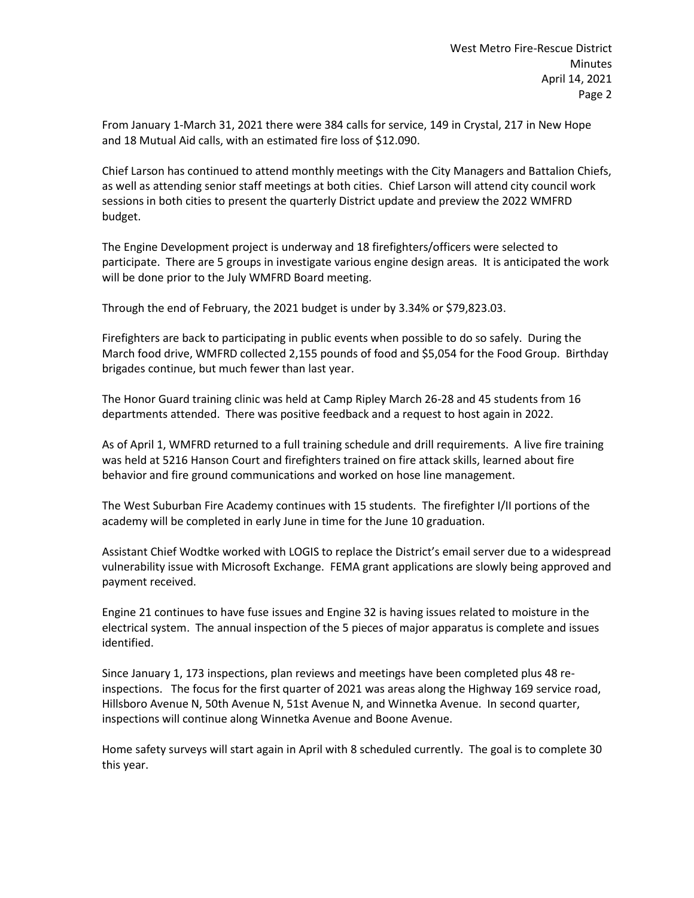From January 1-March 31, 2021 there were 384 calls for service, 149 in Crystal, 217 in New Hope and 18 Mutual Aid calls, with an estimated fire loss of $12.090.

Chief Larson has continued to attend monthly meetings with the City Managers and Battalion Chiefs, as well as attending senior staff meetings at both cities. Chief Larson will attend city council work sessions in both cities to present the quarterly District update and preview the 2022 WMFRD budget.

The Engine Development project is underway and 18 firefighters/officers were selected to participate. There are 5 groups in investigate various engine design areas. It is anticipated the work will be done prior to the July WMFRD Board meeting.

Through the end of February, the 2021 budget is under by 3.34% or $79,823.03.

Firefighters are back to participating in public events when possible to do so safely. During the March food drive, WMFRD collected 2,155 pounds of food and $5,054 for the Food Group. Birthday brigades continue, but much fewer than last year.

The Honor Guard training clinic was held at Camp Ripley March 26-28 and 45 students from 16 departments attended. There was positive feedback and a request to host again in 2022.

As of April 1, WMFRD returned to a full training schedule and drill requirements. A live fire training was held at 5216 Hanson Court and firefighters trained on fire attack skills, learned about fire behavior and fire ground communications and worked on hose line management.

The West Suburban Fire Academy continues with 15 students. The firefighter I/II portions of the academy will be completed in early June in time for the June 10 graduation.

Assistant Chief Wodtke worked with LOGIS to replace the District's email server due to a widespread vulnerability issue with Microsoft Exchange. FEMA grant applications are slowly being approved and payment received.

Engine 21 continues to have fuse issues and Engine 32 is having issues related to moisture in the electrical system. The annual inspection of the 5 pieces of major apparatus is complete and issues identified.

Since January 1, 173 inspections, plan reviews and meetings have been completed plus 48 re-inspections. The focus for the first quarter of 2021 was areas along the Highway 169 service road, Hillsboro Avenue N, 50th Avenue N, 51st Avenue N, and Winnetka Avenue. In second quarter, inspections will continue along Winnetka Avenue and Boone Avenue.

Home safety surveys will start again in April with 8 scheduled currently. The goal is to complete 30 this year.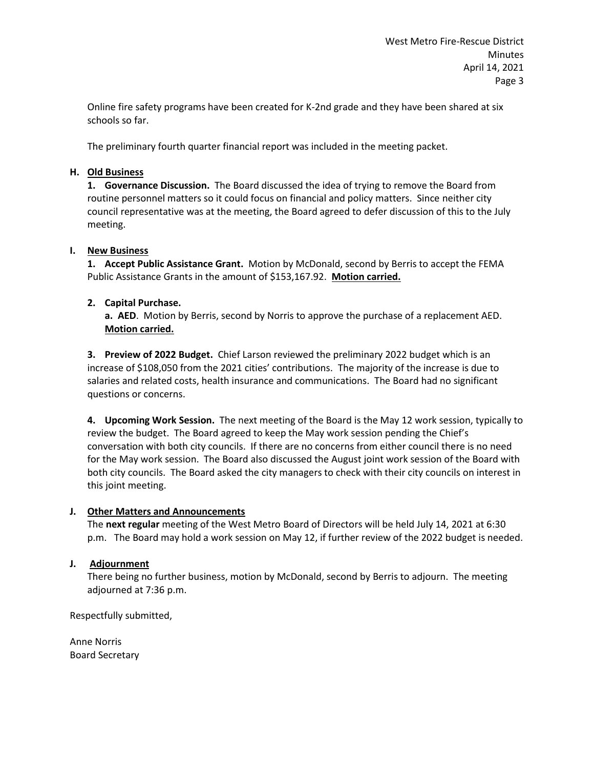Online fire safety programs have been created for K-2nd grade and they have been shared at six schools so far.

The preliminary fourth quarter financial report was included in the meeting packet.

**H. Old Business**

**1. Governance Discussion.** The Board discussed the idea of trying to remove the Board from routine personnel matters so it could focus on financial and policy matters. Since neither city council representative was at the meeting, the Board agreed to defer discussion of this to the July meeting.

**I. New Business**

**1. Accept Public Assistance Grant.** Motion by McDonald, second by Berris to accept the FEMA Public Assistance Grants in the amount of $153,167.92. **Motion carried.**

**2. Capital Purchase.**

**a. AED**. Motion by Berris, second by Norris to approve the purchase of a replacement AED. **Motion carried.**

**3. Preview of 2022 Budget.** Chief Larson reviewed the preliminary 2022 budget which is an increase of $108,050 from the 2021 cities' contributions. The majority of the increase is due to salaries and related costs, health insurance and communications. The Board had no significant questions or concerns.

**4. Upcoming Work Session.** The next meeting of the Board is the May 12 work session, typically to review the budget. The Board agreed to keep the May work session pending the Chief's conversation with both city councils. If there are no concerns from either council there is no need for the May work session. The Board also discussed the August joint work session of the Board with both city councils. The Board asked the city managers to check with their city councils on interest in this joint meeting.

**J. Other Matters and Announcements**

The **next regular** meeting of the West Metro Board of Directors will be held July 14, 2021 at 6:30 p.m. The Board may hold a work session on May 12, if further review of the 2022 budget is needed.

**J. Adjournment**

There being no further business, motion by McDonald, second by Berris to adjourn. The meeting adjourned at 7:36 p.m.

Respectfully submitted,

Anne Norris
Board Secretary